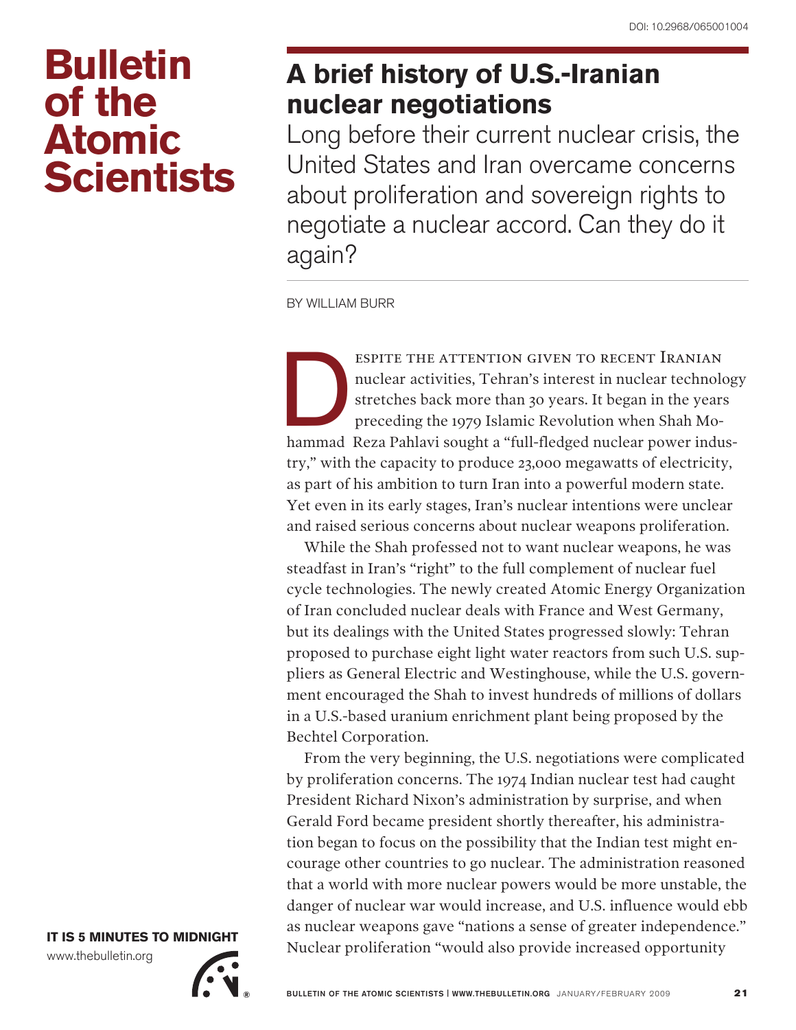# A brief history of U.S.-Iranian nuclear negotiations

Long before their current nuclear crisis, the United States and Iran overcame concerns about proliferation and sovereign rights to negotiate a nuclear accord. Can they do it again?

BY WILLIAM BURR

Despite the attention given to recent Iranian nuclear activities, Tehran's interest in nuclear technology stretches back more than 30 years. It began in the years preceding the 1979 Islamic Revolution when Shah Mohammad Reza Pahlavi sought a "full-fledged nuclear power industry," with the capacity to produce 23,000 megawatts of electricity, as part of his ambition to turn Iran into a powerful modern state. Yet even in its early stages, Iran's nuclear intentions were unclear and raised serious concerns about nuclear weapons proliferation.

While the Shah professed not to want nuclear weapons, he was steadfast in Iran's "right" to the full complement of nuclear fuel cycle technologies. The newly created Atomic Energy Organization of Iran concluded nuclear deals with France and West Germany, but its dealings with the United States progressed slowly: Tehran proposed to purchase eight light water reactors from such U.S. suppliers as General Electric and Westinghouse, while the U.S. government encouraged the Shah to invest hundreds of millions of dollars in a U.S.-based uranium enrichment plant being proposed by the Bechtel Corporation.

From the very beginning, the U.S. negotiations were complicated by proliferation concerns. The 1974 Indian nuclear test had caught President Richard Nixon's administration by surprise, and when Gerald Ford became president shortly thereafter, his administration began to focus on the possibility that the Indian test might encourage other countries to go nuclear. The administration reasoned that a world with more nuclear powers would be more unstable, the danger of nuclear war would increase, and U.S. influence would ebb as nuclear weapons gave "nations a sense of greater independence." Nuclear proliferation "would also provide increased opportunity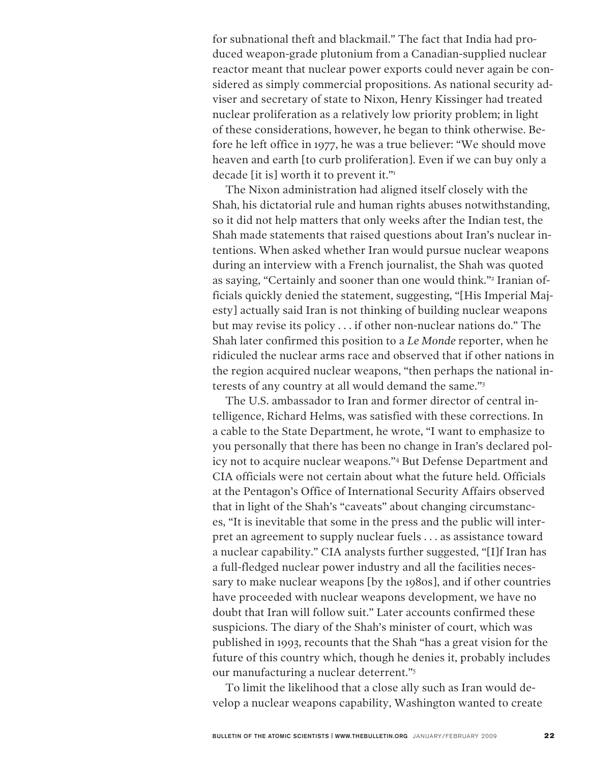for subnational theft and blackmail." The fact that India had produced weapon-grade plutonium from a Canadian-supplied nuclear reactor meant that nuclear power exports could never again be considered as simply commercial propositions. As national security adviser and secretary of state to Nixon, Henry Kissinger had treated nuclear proliferation as a relatively low priority problem; in light of these considerations, however, he began to think otherwise. Before he left office in 1977, he was a true believer: "We should move heaven and earth [to curb proliferation]. Even if we can buy only a decade [it is] worth it to prevent it."[1]

The Nixon administration had aligned itself closely with the Shah, his dictatorial rule and human rights abuses notwithstanding, so it did not help matters that only weeks after the Indian test, the Shah made statements that raised questions about Iran's nuclear intentions. When asked whether Iran would pursue nuclear weapons during an interview with a French journalist, the Shah was quoted as saying, "Certainly and sooner than one would think."[2] Iranian officials quickly denied the statement, suggesting, "[His Imperial Majesty] actually said Iran is not thinking of building nuclear weapons but may revise its policy . . . if other non-nuclear nations do." The Shah later confirmed this position to a *Le Monde* reporter, when he ridiculed the nuclear arms race and observed that if other nations in the region acquired nuclear weapons, "then perhaps the national interests of any country at all would demand the same."[3]

The U.S. ambassador to Iran and former director of central intelligence, Richard Helms, was satisfied with these corrections. In a cable to the State Department, he wrote, "I want to emphasize to you personally that there has been no change in Iran's declared policy not to acquire nuclear weapons."[4] But Defense Department and CIA officials were not certain about what the future held. Officials at the Pentagon's Office of International Security Affairs observed that in light of the Shah's "caveats" about changing circumstances, "It is inevitable that some in the press and the public will interpret an agreement to supply nuclear fuels . . . as assistance toward a nuclear capability." CIA analysts further suggested, "[I]f Iran has a full-fledged nuclear power industry and all the facilities necessary to make nuclear weapons [by the 1980s], and if other countries have proceeded with nuclear weapons development, we have no doubt that Iran will follow suit." Later accounts confirmed these suspicions. The diary of the Shah's minister of court, which was published in 1993, recounts that the Shah "has a great vision for the future of this country which, though he denies it, probably includes our manufacturing a nuclear deterrent."[5]

To limit the likelihood that a close ally such as Iran would develop a nuclear weapons capability, Washington wanted to create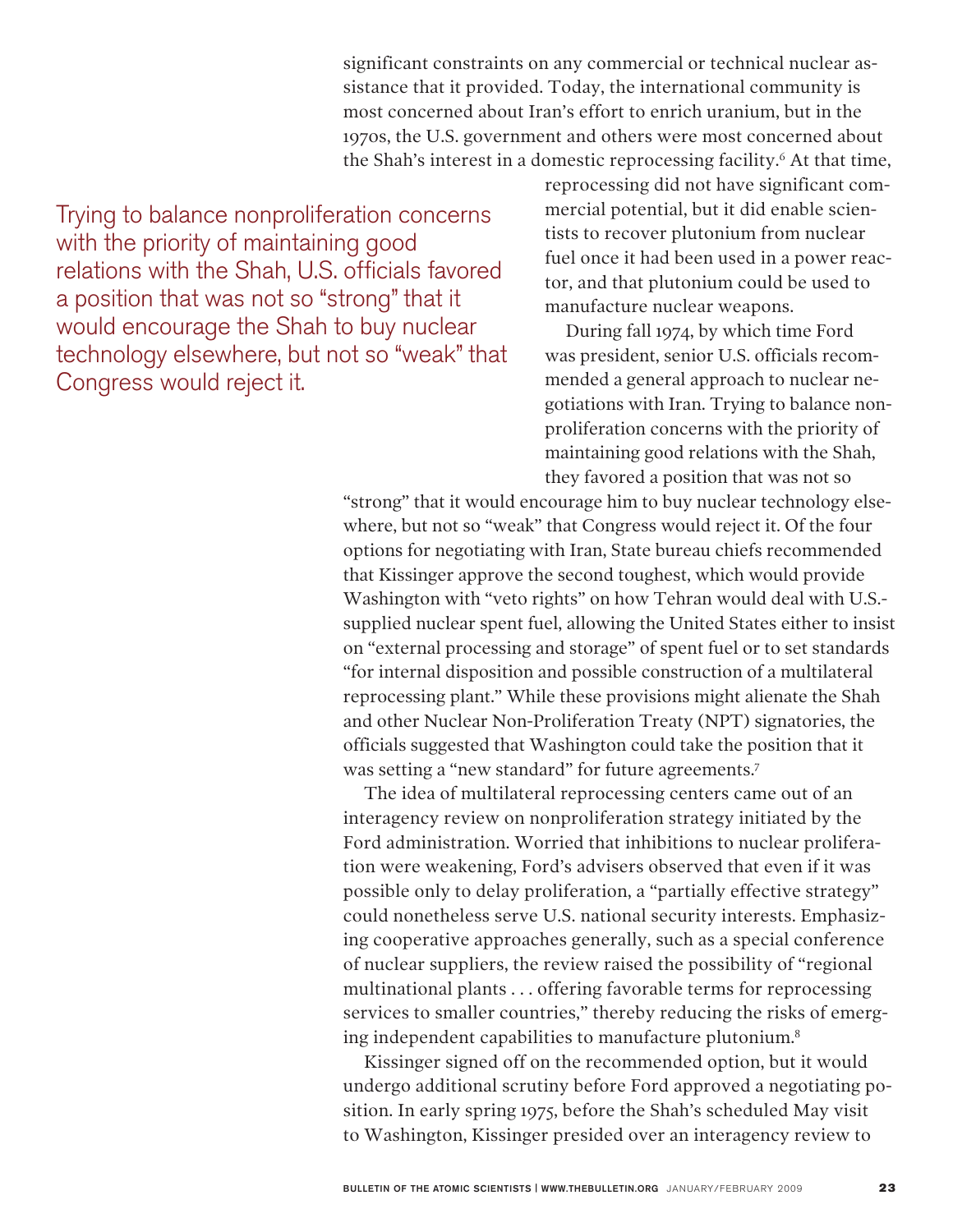significant constraints on any commercial or technical nuclear assistance that it provided. Today, the international community is most concerned about Iran's effort to enrich uranium, but in the 1970s, the U.S. government and others were most concerned about the Shah's interest in a domestic reprocessing facility.[6] At that time, reprocessing did not have significant commercial potential, but it did enable scientists to recover plutonium from nuclear fuel once it had been used in a power reactor, and that plutonium could be used to manufacture nuclear weapons.

> Trying to balance nonproliferation concerns with the priority of maintaining good relations with the Shah, U.S. officials favored a position that was not so "strong" that it would encourage the Shah to buy nuclear technology elsewhere, but not so "weak" that Congress would reject it.

During fall 1974, by which time Ford was president, senior U.S. officials recommended a general approach to nuclear negotiations with Iran. Trying to balance nonproliferation concerns with the priority of maintaining good relations with the Shah, they favored a position that was not so "strong" that it would encourage him to buy nuclear technology elsewhere, but not so "weak" that Congress would reject it. Of the four options for negotiating with Iran, State bureau chiefs recommended that Kissinger approve the second toughest, which would provide Washington with "veto rights" on how Tehran would deal with U.S.-supplied nuclear spent fuel, allowing the United States either to insist on "external processing and storage" of spent fuel or to set standards "for internal disposition and possible construction of a multilateral reprocessing plant." While these provisions might alienate the Shah and other Nuclear Non-Proliferation Treaty (NPT) signatories, the officials suggested that Washington could take the position that it was setting a "new standard" for future agreements.[7]

The idea of multilateral reprocessing centers came out of an interagency review on nonproliferation strategy initiated by the Ford administration. Worried that inhibitions to nuclear proliferation were weakening, Ford's advisers observed that even if it was possible only to delay proliferation, a "partially effective strategy" could nonetheless serve U.S. national security interests. Emphasizing cooperative approaches generally, such as a special conference of nuclear suppliers, the review raised the possibility of "regional multinational plants . . . offering favorable terms for reprocessing services to smaller countries," thereby reducing the risks of emerging independent capabilities to manufacture plutonium.[8]

Kissinger signed off on the recommended option, but it would undergo additional scrutiny before Ford approved a negotiating position. In early spring 1975, before the Shah's scheduled May visit to Washington, Kissinger presided over an interagency review to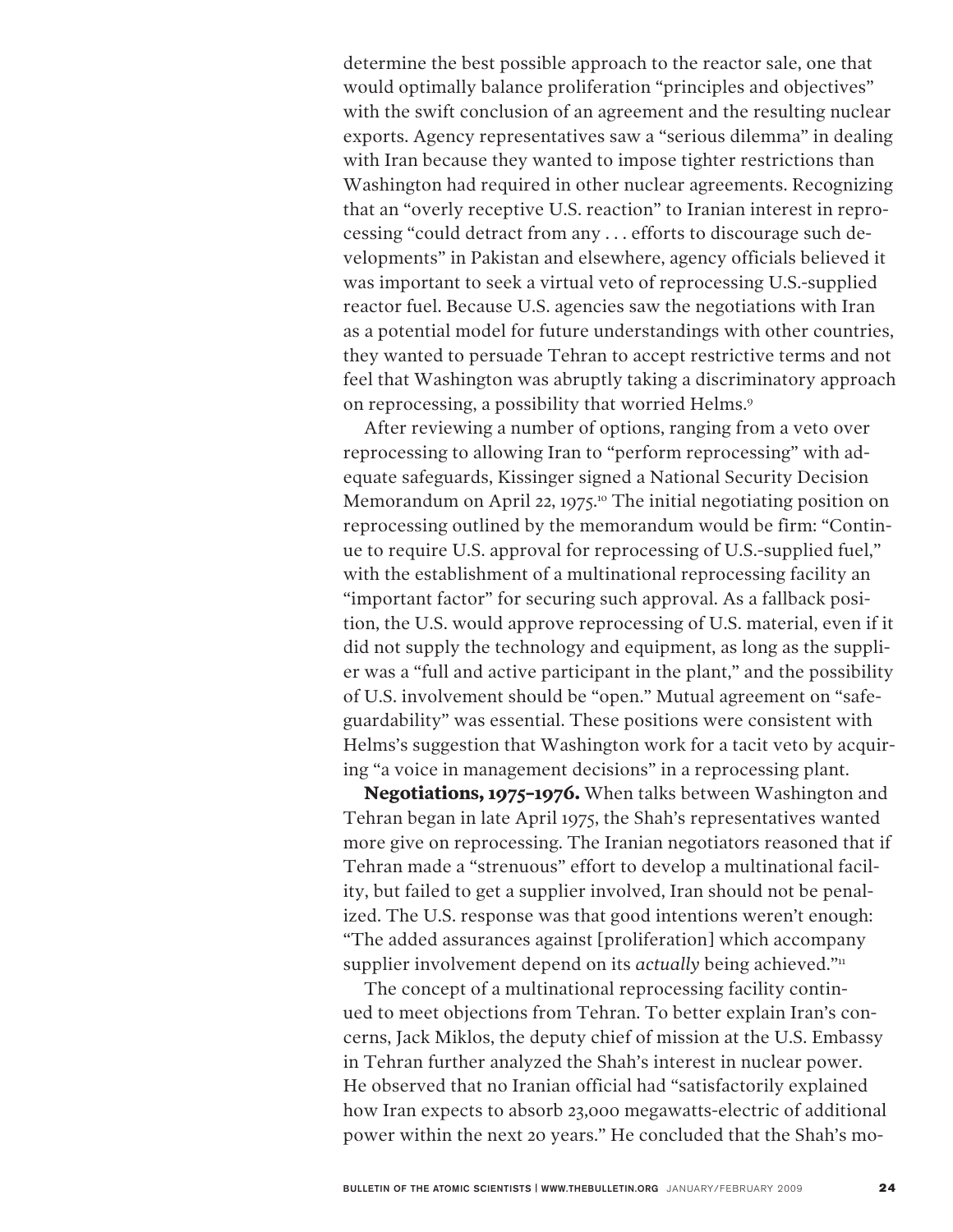determine the best possible approach to the reactor sale, one that would optimally balance proliferation "principles and objectives" with the swift conclusion of an agreement and the resulting nuclear exports. Agency representatives saw a "serious dilemma" in dealing with Iran because they wanted to impose tighter restrictions than Washington had required in other nuclear agreements. Recognizing that an "overly receptive U.S. reaction" to Iranian interest in reprocessing "could detract from any . . . efforts to discourage such developments" in Pakistan and elsewhere, agency officials believed it was important to seek a virtual veto of reprocessing U.S.-supplied reactor fuel. Because U.S. agencies saw the negotiations with Iran as a potential model for future understandings with other countries, they wanted to persuade Tehran to accept restrictive terms and not feel that Washington was abruptly taking a discriminatory approach on reprocessing, a possibility that worried Helms.[9]

After reviewing a number of options, ranging from a veto over reprocessing to allowing Iran to "perform reprocessing" with adequate safeguards, Kissinger signed a National Security Decision Memorandum on April 22, 1975.[10] The initial negotiating position on reprocessing outlined by the memorandum would be firm: "Continue to require U.S. approval for reprocessing of U.S.-supplied fuel," with the establishment of a multinational reprocessing facility an "important factor" for securing such approval. As a fallback position, the U.S. would approve reprocessing of U.S. material, even if it did not supply the technology and equipment, as long as the supplier was a "full and active participant in the plant," and the possibility of U.S. involvement should be "open." Mutual agreement on "safeguardability" was essential. These positions were consistent with Helms's suggestion that Washington work for a tacit veto by acquiring "a voice in management decisions" in a reprocessing plant.

**Negotiations, 1975–1976.** When talks between Washington and Tehran began in late April 1975, the Shah's representatives wanted more give on reprocessing. The Iranian negotiators reasoned that if Tehran made a "strenuous" effort to develop a multinational facility, but failed to get a supplier involved, Iran should not be penalized. The U.S. response was that good intentions weren't enough: "The added assurances against [proliferation] which accompany supplier involvement depend on its *actually* being achieved."[11]

The concept of a multinational reprocessing facility continued to meet objections from Tehran. To better explain Iran's concerns, Jack Miklos, the deputy chief of mission at the U.S. Embassy in Tehran further analyzed the Shah's interest in nuclear power. He observed that no Iranian official had "satisfactorily explained how Iran expects to absorb 23,000 megawatts-electric of additional power within the next 20 years." He concluded that the Shah's mo-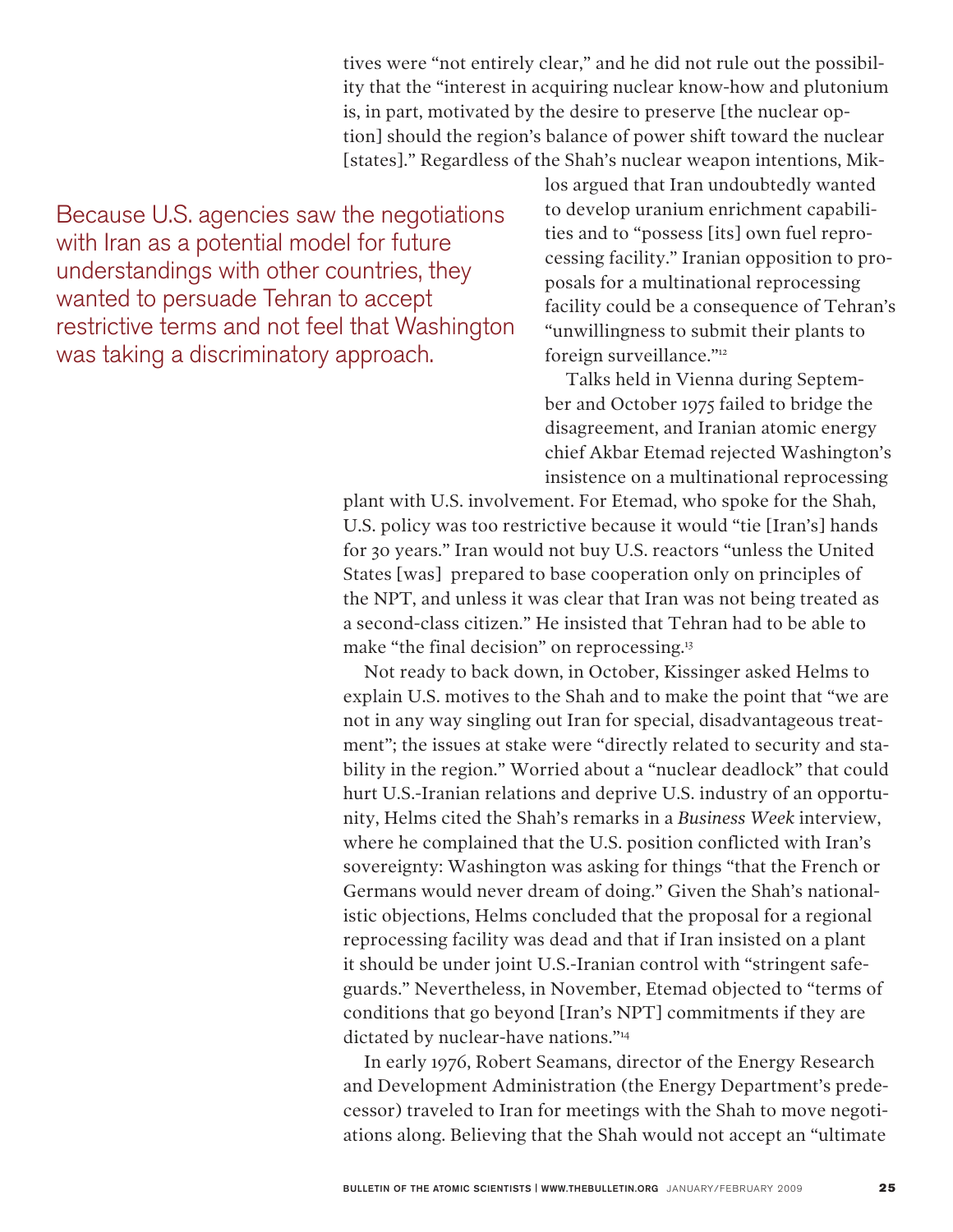tives were "not entirely clear," and he did not rule out the possibility that the "interest in acquiring nuclear know-how and plutonium is, in part, motivated by the desire to preserve [the nuclear option] should the region's balance of power shift toward the nuclear [states]." Regardless of the Shah's nuclear weapon intentions, Miklos argued that Iran undoubtedly wanted to develop uranium enrichment capabilities and to "possess [its] own fuel reprocessing facility." Iranian opposition to proposals for a multinational reprocessing facility could be a consequence of Tehran's "unwillingness to submit their plants to foreign surveillance."[12]

> Because U.S. agencies saw the negotiations with Iran as a potential model for future understandings with other countries, they wanted to persuade Tehran to accept restrictive terms and not feel that Washington was taking a discriminatory approach.

Talks held in Vienna during September and October 1975 failed to bridge the disagreement, and Iranian atomic energy chief Akbar Etemad rejected Washington's insistence on a multinational reprocessing plant with U.S. involvement. For Etemad, who spoke for the Shah, U.S. policy was too restrictive because it would "tie [Iran's] hands for 30 years." Iran would not buy U.S. reactors "unless the United States [was] prepared to base cooperation only on principles of the NPT, and unless it was clear that Iran was not being treated as a second-class citizen." He insisted that Tehran had to be able to make "the final decision" on reprocessing.[13]

Not ready to back down, in October, Kissinger asked Helms to explain U.S. motives to the Shah and to make the point that "we are not in any way singling out Iran for special, disadvantageous treatment"; the issues at stake were "directly related to security and stability in the region." Worried about a "nuclear deadlock" that could hurt U.S.-Iranian relations and deprive U.S. industry of an opportunity, Helms cited the Shah's remarks in a *Business Week* interview, where he complained that the U.S. position conflicted with Iran's sovereignty: Washington was asking for things "that the French or Germans would never dream of doing." Given the Shah's nationalistic objections, Helms concluded that the proposal for a regional reprocessing facility was dead and that if Iran insisted on a plant it should be under joint U.S.-Iranian control with "stringent safeguards." Nevertheless, in November, Etemad objected to "terms of conditions that go beyond [Iran's NPT] commitments if they are dictated by nuclear-have nations."[14]

In early 1976, Robert Seamans, director of the Energy Research and Development Administration (the Energy Department's predecessor) traveled to Iran for meetings with the Shah to move negotiations along. Believing that the Shah would not accept an "ultimate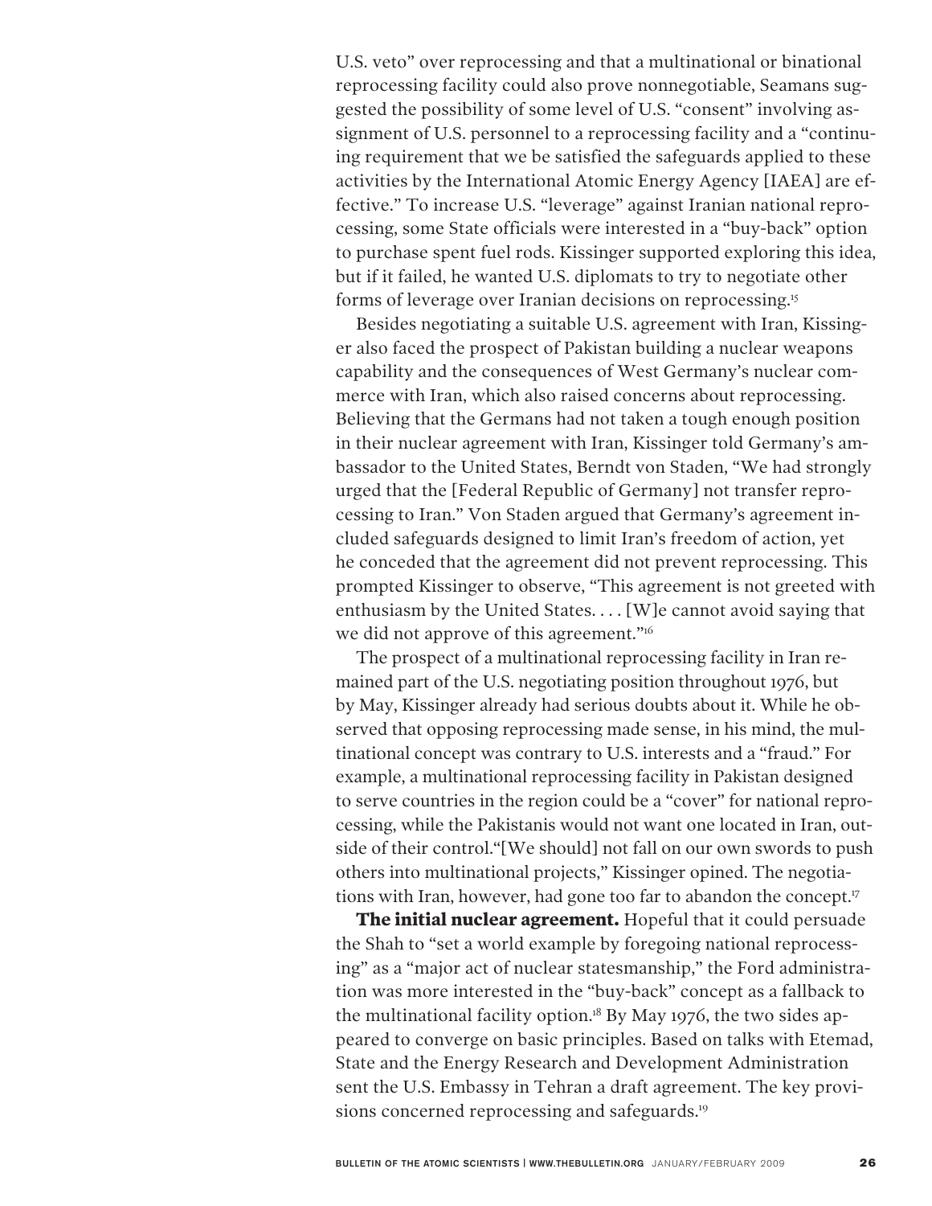U.S. veto" over reprocessing and that a multinational or binational reprocessing facility could also prove nonnegotiable, Seamans suggested the possibility of some level of U.S. "consent" involving assignment of U.S. personnel to a reprocessing facility and a "continuing requirement that we be satisfied the safeguards applied to these activities by the International Atomic Energy Agency [IAEA] are effective." To increase U.S. "leverage" against Iranian national reprocessing, some State officials were interested in a "buy-back" option to purchase spent fuel rods. Kissinger supported exploring this idea, but if it failed, he wanted U.S. diplomats to try to negotiate other forms of leverage over Iranian decisions on reprocessing.[15]

Besides negotiating a suitable U.S. agreement with Iran, Kissinger also faced the prospect of Pakistan building a nuclear weapons capability and the consequences of West Germany's nuclear commerce with Iran, which also raised concerns about reprocessing. Believing that the Germans had not taken a tough enough position in their nuclear agreement with Iran, Kissinger told Germany's ambassador to the United States, Berndt von Staden, "We had strongly urged that the [Federal Republic of Germany] not transfer reprocessing to Iran." Von Staden argued that Germany's agreement included safeguards designed to limit Iran's freedom of action, yet he conceded that the agreement did not prevent reprocessing. This prompted Kissinger to observe, "This agreement is not greeted with enthusiasm by the United States. . . . [W]e cannot avoid saying that we did not approve of this agreement."[16]

The prospect of a multinational reprocessing facility in Iran remained part of the U.S. negotiating position throughout 1976, but by May, Kissinger already had serious doubts about it. While he observed that opposing reprocessing made sense, in his mind, the multinational concept was contrary to U.S. interests and a "fraud." For example, a multinational reprocessing facility in Pakistan designed to serve countries in the region could be a "cover" for national reprocessing, while the Pakistanis would not want one located in Iran, outside of their control."[We should] not fall on our own swords to push others into multinational projects," Kissinger opined. The negotiations with Iran, however, had gone too far to abandon the concept.[17]

**The initial nuclear agreement.** Hopeful that it could persuade the Shah to "set a world example by foregoing national reprocessing" as a "major act of nuclear statesmanship," the Ford administration was more interested in the "buy-back" concept as a fallback to the multinational facility option.[18] By May 1976, the two sides appeared to converge on basic principles. Based on talks with Etemad, State and the Energy Research and Development Administration sent the U.S. Embassy in Tehran a draft agreement. The key provisions concerned reprocessing and safeguards.[19]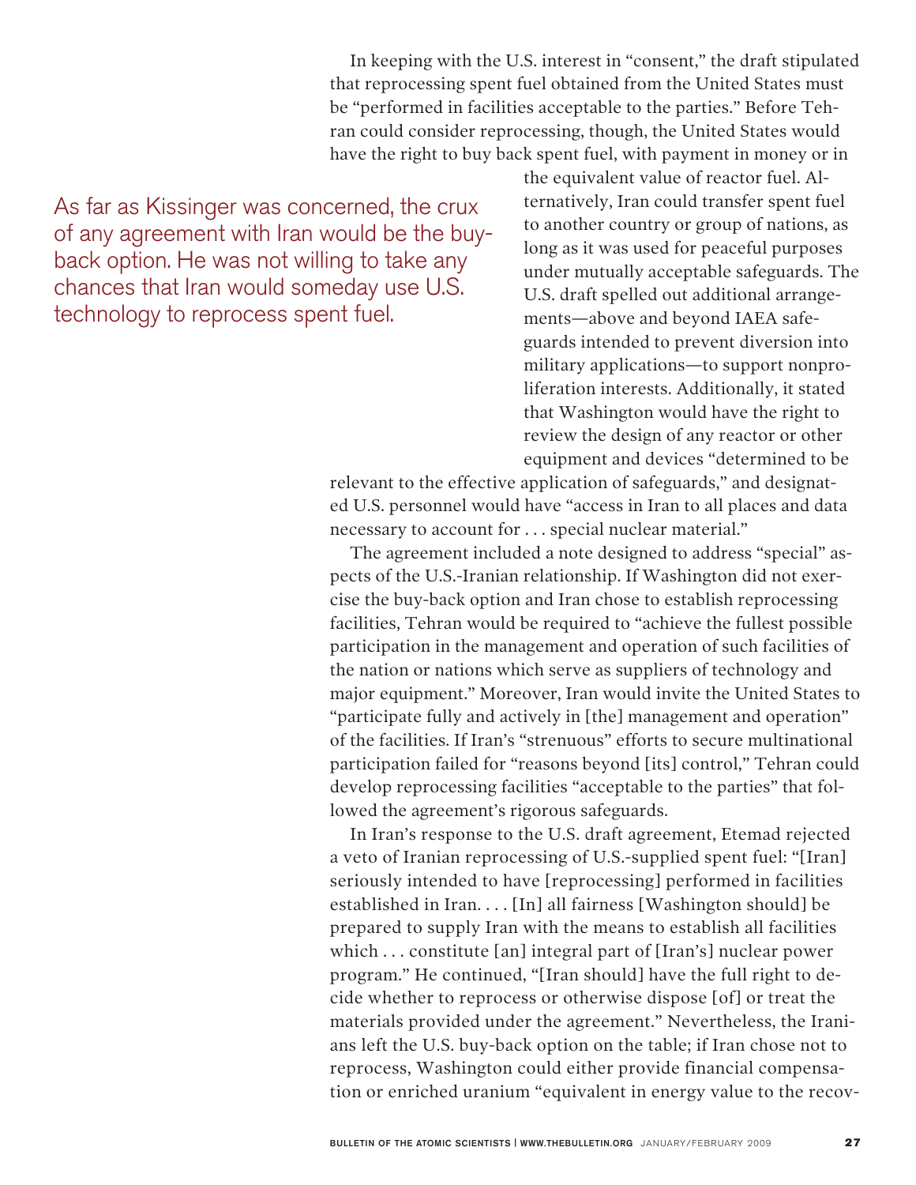In keeping with the U.S. interest in "consent," the draft stipulated that reprocessing spent fuel obtained from the United States must be "performed in facilities acceptable to the parties." Before Tehran could consider reprocessing, though, the United States would have the right to buy back spent fuel, with payment in money or in the equivalent value of reactor fuel. Alternatively, Iran could transfer spent fuel to another country or group of nations, as long as it was used for peaceful purposes under mutually acceptable safeguards. The U.S. draft spelled out additional arrangements—above and beyond IAEA safeguards intended to prevent diversion into military applications—to support nonproliferation interests. Additionally, it stated that Washington would have the right to review the design of any reactor or other equipment and devices "determined to be relevant to the effective application of safeguards," and designated U.S. personnel would have "access in Iran to all places and data necessary to account for . . . special nuclear material."

> As far as Kissinger was concerned, the crux of any agreement with Iran would be the buy-back option. He was not willing to take any chances that Iran would someday use U.S. technology to reprocess spent fuel.

The agreement included a note designed to address "special" aspects of the U.S.-Iranian relationship. If Washington did not exercise the buy-back option and Iran chose to establish reprocessing facilities, Tehran would be required to "achieve the fullest possible participation in the management and operation of such facilities of the nation or nations which serve as suppliers of technology and major equipment." Moreover, Iran would invite the United States to "participate fully and actively in [the] management and operation" of the facilities. If Iran's "strenuous" efforts to secure multinational participation failed for "reasons beyond [its] control," Tehran could develop reprocessing facilities "acceptable to the parties" that followed the agreement's rigorous safeguards.

In Iran's response to the U.S. draft agreement, Etemad rejected a veto of Iranian reprocessing of U.S.-supplied spent fuel: "[Iran] seriously intended to have [reprocessing] performed in facilities established in Iran. . . . [In] all fairness [Washington should] be prepared to supply Iran with the means to establish all facilities which . . . constitute [an] integral part of [Iran's] nuclear power program." He continued, "[Iran should] have the full right to decide whether to reprocess or otherwise dispose [of] or treat the materials provided under the agreement." Nevertheless, the Iranians left the U.S. buy-back option on the table; if Iran chose not to reprocess, Washington could either provide financial compensation or enriched uranium "equivalent in energy value to the recov-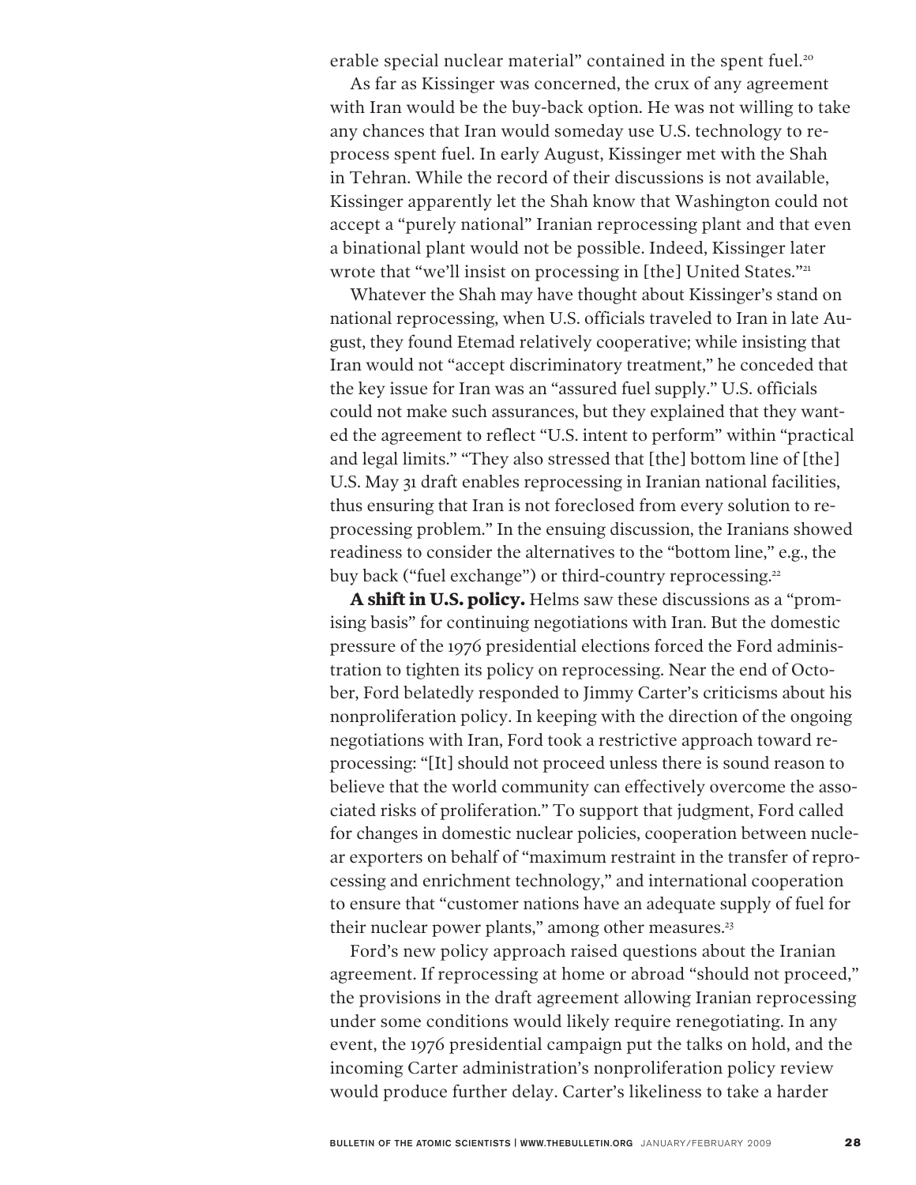erable special nuclear material" contained in the spent fuel.[20]

As far as Kissinger was concerned, the crux of any agreement with Iran would be the buy-back option. He was not willing to take any chances that Iran would someday use U.S. technology to reprocess spent fuel. In early August, Kissinger met with the Shah in Tehran. While the record of their discussions is not available, Kissinger apparently let the Shah know that Washington could not accept a "purely national" Iranian reprocessing plant and that even a binational plant would not be possible. Indeed, Kissinger later wrote that "we'll insist on processing in [the] United States."[21]

Whatever the Shah may have thought about Kissinger's stand on national reprocessing, when U.S. officials traveled to Iran in late August, they found Etemad relatively cooperative; while insisting that Iran would not "accept discriminatory treatment," he conceded that the key issue for Iran was an "assured fuel supply." U.S. officials could not make such assurances, but they explained that they wanted the agreement to reflect "U.S. intent to perform" within "practical and legal limits." "They also stressed that [the] bottom line of [the] U.S. May 31 draft enables reprocessing in Iranian national facilities, thus ensuring that Iran is not foreclosed from every solution to reprocessing problem." In the ensuing discussion, the Iranians showed readiness to consider the alternatives to the "bottom line," e.g., the buy back ("fuel exchange") or third-country reprocessing.[22]

**A shift in U.S. policy.** Helms saw these discussions as a "promising basis" for continuing negotiations with Iran. But the domestic pressure of the 1976 presidential elections forced the Ford administration to tighten its policy on reprocessing. Near the end of October, Ford belatedly responded to Jimmy Carter's criticisms about his nonproliferation policy. In keeping with the direction of the ongoing negotiations with Iran, Ford took a restrictive approach toward reprocessing: "[It] should not proceed unless there is sound reason to believe that the world community can effectively overcome the associated risks of proliferation." To support that judgment, Ford called for changes in domestic nuclear policies, cooperation between nuclear exporters on behalf of "maximum restraint in the transfer of reprocessing and enrichment technology," and international cooperation to ensure that "customer nations have an adequate supply of fuel for their nuclear power plants," among other measures.[23]

Ford's new policy approach raised questions about the Iranian agreement. If reprocessing at home or abroad "should not proceed," the provisions in the draft agreement allowing Iranian reprocessing under some conditions would likely require renegotiating. In any event, the 1976 presidential campaign put the talks on hold, and the incoming Carter administration's nonproliferation policy review would produce further delay. Carter's likeliness to take a harder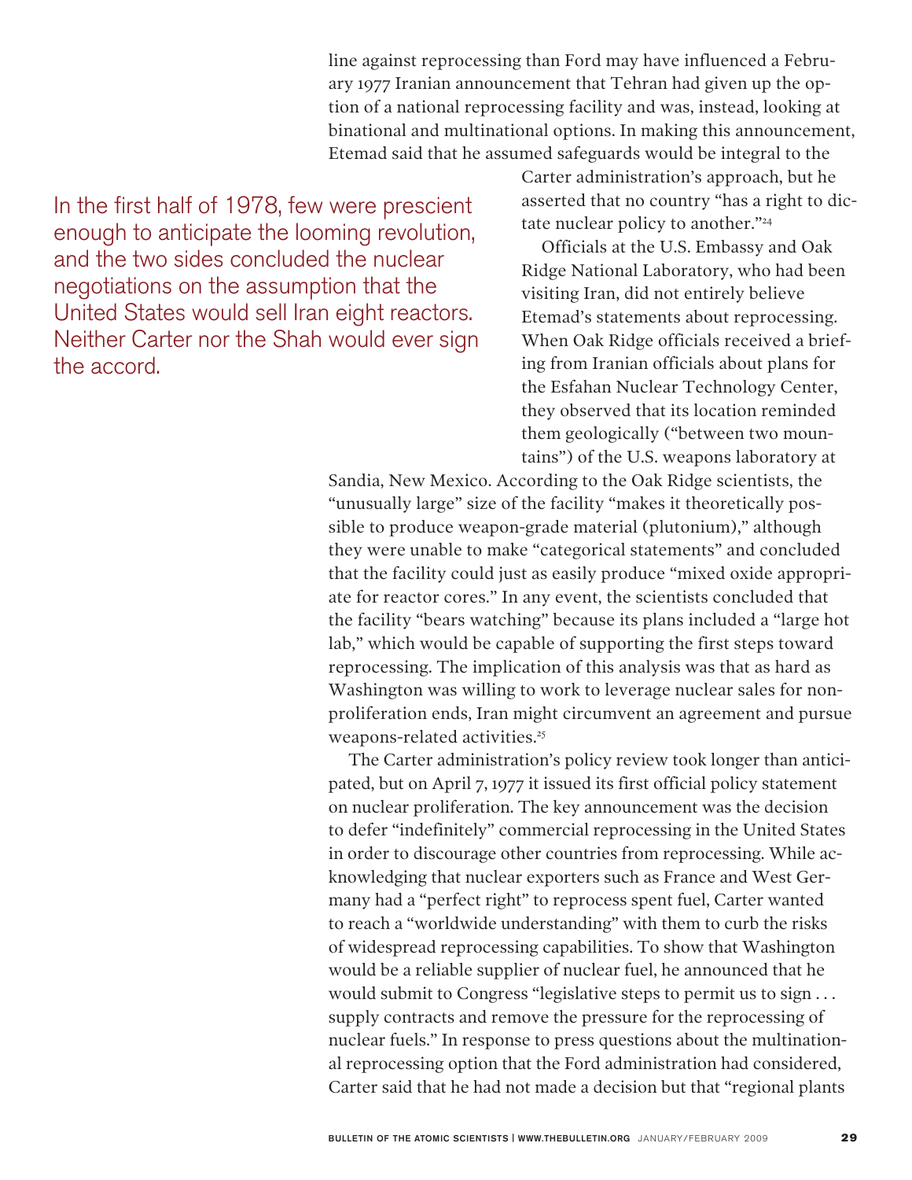line against reprocessing than Ford may have influenced a February 1977 Iranian announcement that Tehran had given up the option of a national reprocessing facility and was, instead, looking at binational and multinational options. In making this announcement, Etemad said that he assumed safeguards would be integral to the Carter administration's approach, but he asserted that no country "has a right to dictate nuclear policy to another."[24]

> In the first half of 1978, few were prescient enough to anticipate the looming revolution, and the two sides concluded the nuclear negotiations on the assumption that the United States would sell Iran eight reactors. Neither Carter nor the Shah would ever sign the accord.

Officials at the U.S. Embassy and Oak Ridge National Laboratory, who had been visiting Iran, did not entirely believe Etemad's statements about reprocessing. When Oak Ridge officials received a briefing from Iranian officials about plans for the Esfahan Nuclear Technology Center, they observed that its location reminded them geologically ("between two mountains") of the U.S. weapons laboratory at Sandia, New Mexico. According to the Oak Ridge scientists, the "unusually large" size of the facility "makes it theoretically possible to produce weapon-grade material (plutonium)," although they were unable to make "categorical statements" and concluded that the facility could just as easily produce "mixed oxide appropriate for reactor cores." In any event, the scientists concluded that the facility "bears watching" because its plans included a "large hot lab," which would be capable of supporting the first steps toward reprocessing. The implication of this analysis was that as hard as Washington was willing to work to leverage nuclear sales for nonproliferation ends, Iran might circumvent an agreement and pursue weapons-related activities.[25]

The Carter administration's policy review took longer than anticipated, but on April 7, 1977 it issued its first official policy statement on nuclear proliferation. The key announcement was the decision to defer "indefinitely" commercial reprocessing in the United States in order to discourage other countries from reprocessing. While acknowledging that nuclear exporters such as France and West Germany had a "perfect right" to reprocess spent fuel, Carter wanted to reach a "worldwide understanding" with them to curb the risks of widespread reprocessing capabilities. To show that Washington would be a reliable supplier of nuclear fuel, he announced that he would submit to Congress "legislative steps to permit us to sign . . . supply contracts and remove the pressure for the reprocessing of nuclear fuels." In response to press questions about the multinational reprocessing option that the Ford administration had considered, Carter said that he had not made a decision but that "regional plants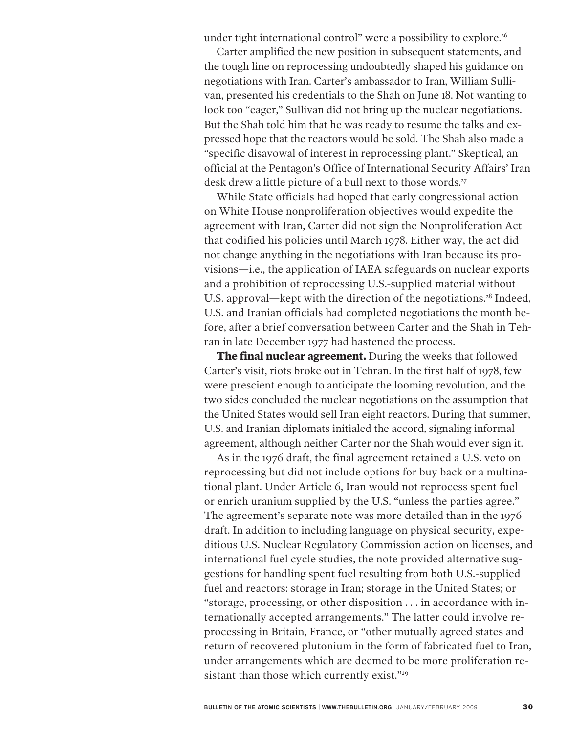under tight international control" were a possibility to explore.[26]

Carter amplified the new position in subsequent statements, and the tough line on reprocessing undoubtedly shaped his guidance on negotiations with Iran. Carter's ambassador to Iran, William Sullivan, presented his credentials to the Shah on June 18. Not wanting to look too "eager," Sullivan did not bring up the nuclear negotiations. But the Shah told him that he was ready to resume the talks and expressed hope that the reactors would be sold. The Shah also made a "specific disavowal of interest in reprocessing plant." Skeptical, an official at the Pentagon's Office of International Security Affairs' Iran desk drew a little picture of a bull next to those words.[27]

While State officials had hoped that early congressional action on White House nonproliferation objectives would expedite the agreement with Iran, Carter did not sign the Nonproliferation Act that codified his policies until March 1978. Either way, the act did not change anything in the negotiations with Iran because its provisions—i.e., the application of IAEA safeguards on nuclear exports and a prohibition of reprocessing U.S.-supplied material without U.S. approval—kept with the direction of the negotiations.[28] Indeed, U.S. and Iranian officials had completed negotiations the month before, after a brief conversation between Carter and the Shah in Tehran in late December 1977 had hastened the process.

**The final nuclear agreement.** During the weeks that followed Carter's visit, riots broke out in Tehran. In the first half of 1978, few were prescient enough to anticipate the looming revolution, and the two sides concluded the nuclear negotiations on the assumption that the United States would sell Iran eight reactors. During that summer, U.S. and Iranian diplomats initialed the accord, signaling informal agreement, although neither Carter nor the Shah would ever sign it.

As in the 1976 draft, the final agreement retained a U.S. veto on reprocessing but did not include options for buy back or a multinational plant. Under Article 6, Iran would not reprocess spent fuel or enrich uranium supplied by the U.S. "unless the parties agree." The agreement's separate note was more detailed than in the 1976 draft. In addition to including language on physical security, expeditious U.S. Nuclear Regulatory Commission action on licenses, and international fuel cycle studies, the note provided alternative suggestions for handling spent fuel resulting from both U.S.-supplied fuel and reactors: storage in Iran; storage in the United States; or "storage, processing, or other disposition . . . in accordance with internationally accepted arrangements." The latter could involve reprocessing in Britain, France, or "other mutually agreed states and return of recovered plutonium in the form of fabricated fuel to Iran, under arrangements which are deemed to be more proliferation resistant than those which currently exist."[29]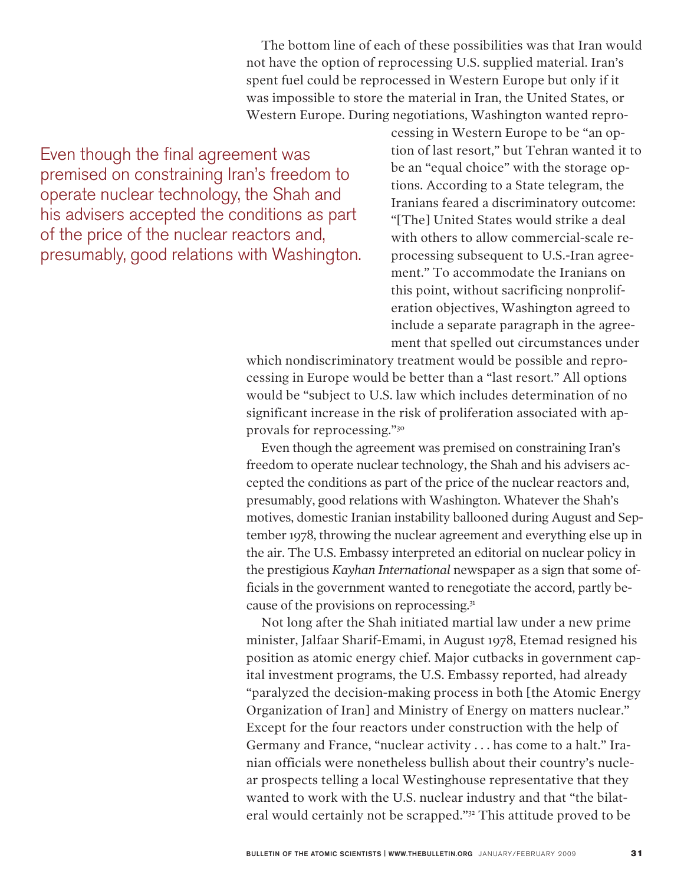The bottom line of each of these possibilities was that Iran would not have the option of reprocessing U.S. supplied material. Iran's spent fuel could be reprocessed in Western Europe but only if it was impossible to store the material in Iran, the United States, or Western Europe. During negotiations, Washington wanted reprocessing in Western Europe to be "an option of last resort," but Tehran wanted it to be an "equal choice" with the storage options. According to a State telegram, the Iranians feared a discriminatory outcome: "[The] United States would strike a deal with others to allow commercial-scale reprocessing subsequent to U.S.-Iran agreement." To accommodate the Iranians on this point, without sacrificing nonproliferation objectives, Washington agreed to include a separate paragraph in the agreement that spelled out circumstances under which nondiscriminatory treatment would be possible and reprocessing in Europe would be better than a "last resort." All options would be "subject to U.S. law which includes determination of no significant increase in the risk of proliferation associated with approvals for reprocessing."[30]

> Even though the final agreement was premised on constraining Iran's freedom to operate nuclear technology, the Shah and his advisers accepted the conditions as part of the price of the nuclear reactors and, presumably, good relations with Washington.

Even though the agreement was premised on constraining Iran's freedom to operate nuclear technology, the Shah and his advisers accepted the conditions as part of the price of the nuclear reactors and, presumably, good relations with Washington. Whatever the Shah's motives, domestic Iranian instability ballooned during August and September 1978, throwing the nuclear agreement and everything else up in the air. The U.S. Embassy interpreted an editorial on nuclear policy in the prestigious *Kayhan International* newspaper as a sign that some officials in the government wanted to renegotiate the accord, partly because of the provisions on reprocessing.[31]

Not long after the Shah initiated martial law under a new prime minister, Jalfaar Sharif-Emami, in August 1978, Etemad resigned his position as atomic energy chief. Major cutbacks in government capital investment programs, the U.S. Embassy reported, had already "paralyzed the decision-making process in both [the Atomic Energy Organization of Iran] and Ministry of Energy on matters nuclear." Except for the four reactors under construction with the help of Germany and France, "nuclear activity . . . has come to a halt." Iranian officials were nonetheless bullish about their country's nuclear prospects telling a local Westinghouse representative that they wanted to work with the U.S. nuclear industry and that "the bilateral would certainly not be scrapped."[32] This attitude proved to be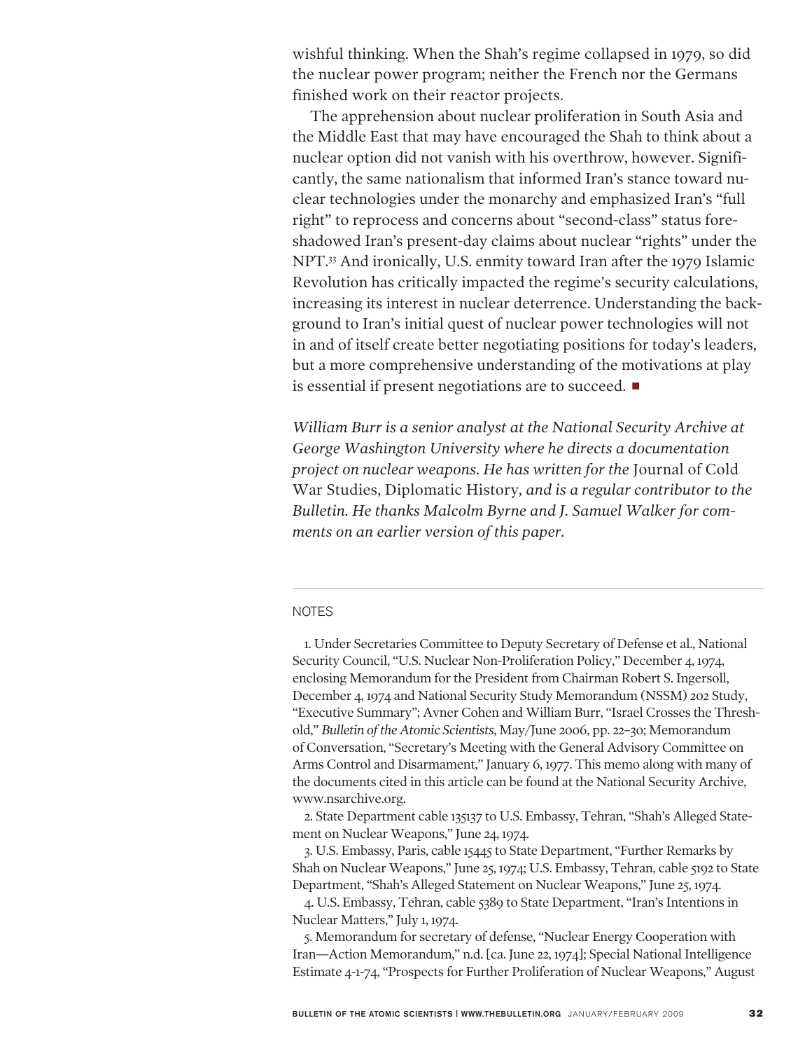wishful thinking. When the Shah's regime collapsed in 1979, so did the nuclear power program; neither the French nor the Germans finished work on their reactor projects.

The apprehension about nuclear proliferation in South Asia and the Middle East that may have encouraged the Shah to think about a nuclear option did not vanish with his overthrow, however. Significantly, the same nationalism that informed Iran's stance toward nuclear technologies under the monarchy and emphasized Iran's "full right" to reprocess and concerns about "second-class" status foreshadowed Iran's present-day claims about nuclear "rights" under the NPT.[33] And ironically, U.S. enmity toward Iran after the 1979 Islamic Revolution has critically impacted the regime's security calculations, increasing its interest in nuclear deterrence. Understanding the background to Iran's initial quest of nuclear power technologies will not in and of itself create better negotiating positions for today's leaders, but a more comprehensive understanding of the motivations at play is essential if present negotiations are to succeed. ■

*William Burr is a senior analyst at the National Security Archive at George Washington University where he directs a documentation project on nuclear weapons. He has written for the* Journal of Cold War Studies, Diplomatic History*, and is a regular contributor to the Bulletin. He thanks Malcolm Byrne and J. Samuel Walker for comments on an earlier version of this paper.*

---

NOTES

1. Under Secretaries Committee to Deputy Secretary of Defense et al., National Security Council, "U.S. Nuclear Non-Proliferation Policy," December 4, 1974, enclosing Memorandum for the President from Chairman Robert S. Ingersoll, December 4, 1974 and National Security Study Memorandum (NSSM) 202 Study, "Executive Summary"; Avner Cohen and William Burr, "Israel Crosses the Threshold," *Bulletin of the Atomic Scientists*, May/June 2006, pp. 22–30; Memorandum of Conversation, "Secretary's Meeting with the General Advisory Committee on Arms Control and Disarmament," January 6, 1977. This memo along with many of the documents cited in this article can be found at the National Security Archive, www.nsarchive.org.

2. State Department cable 135137 to U.S. Embassy, Tehran, "Shah's Alleged Statement on Nuclear Weapons," June 24, 1974.

3. U.S. Embassy, Paris, cable 15445 to State Department, "Further Remarks by Shah on Nuclear Weapons," June 25, 1974; U.S. Embassy, Tehran, cable 5192 to State Department, "Shah's Alleged Statement on Nuclear Weapons," June 25, 1974.

4. U.S. Embassy, Tehran, cable 5389 to State Department, "Iran's Intentions in Nuclear Matters," July 1, 1974.

5. Memorandum for secretary of defense, "Nuclear Energy Cooperation with Iran—Action Memorandum," n.d. [ca. June 22, 1974]; Special National Intelligence Estimate 4-1-74, "Prospects for Further Proliferation of Nuclear Weapons," August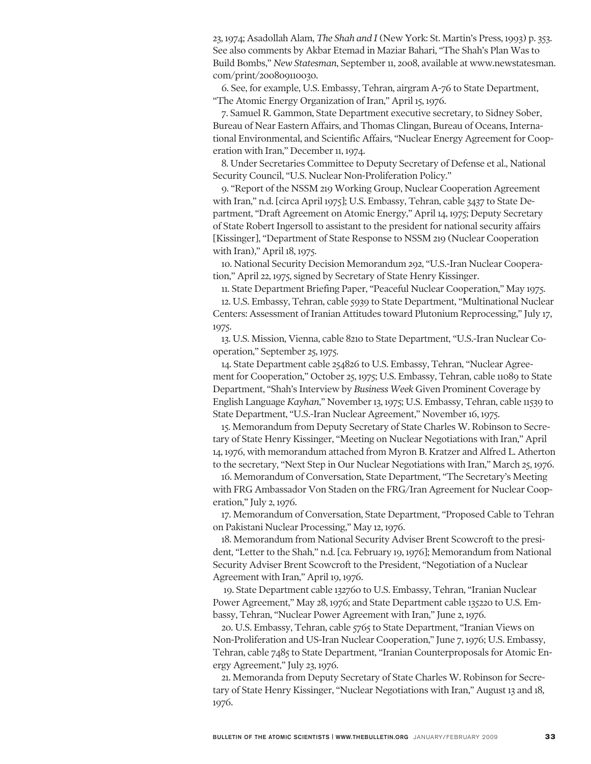23, 1974; Asadollah Alam, *The Shah and I* (New York: St. Martin's Press, 1993) p. 353. See also comments by Akbar Etemad in Maziar Bahari, "The Shah's Plan Was to Build Bombs," *New Statesman*, September 11, 2008, available at www.newstatesman.com/print/200809110030.

6. See, for example, U.S. Embassy, Tehran, airgram A-76 to State Department, "The Atomic Energy Organization of Iran," April 15, 1976.

7. Samuel R. Gammon, State Department executive secretary, to Sidney Sober, Bureau of Near Eastern Affairs, and Thomas Clingan, Bureau of Oceans, International Environmental, and Scientific Affairs, "Nuclear Energy Agreement for Cooperation with Iran," December 11, 1974.

8. Under Secretaries Committee to Deputy Secretary of Defense et al., National Security Council, "U.S. Nuclear Non-Proliferation Policy."

9. "Report of the NSSM 219 Working Group, Nuclear Cooperation Agreement with Iran," n.d. [circa April 1975]; U.S. Embassy, Tehran, cable 3437 to State Department, "Draft Agreement on Atomic Energy," April 14, 1975; Deputy Secretary of State Robert Ingersoll to assistant to the president for national security affairs [Kissinger], "Department of State Response to NSSM 219 (Nuclear Cooperation with Iran)," April 18, 1975.

10. National Security Decision Memorandum 292, "U.S.-Iran Nuclear Cooperation," April 22, 1975, signed by Secretary of State Henry Kissinger.

11. State Department Briefing Paper, "Peaceful Nuclear Cooperation," May 1975.

12. U.S. Embassy, Tehran, cable 5939 to State Department, "Multinational Nuclear Centers: Assessment of Iranian Attitudes toward Plutonium Reprocessing," July 17, 1975.

13. U.S. Mission, Vienna, cable 8210 to State Department, "U.S.-Iran Nuclear Cooperation," September 25, 1975.

14. State Department cable 254826 to U.S. Embassy, Tehran, "Nuclear Agreement for Cooperation," October 25, 1975; U.S. Embassy, Tehran, cable 11089 to State Department, "Shah's Interview by *Business Week* Given Prominent Coverage by English Language *Kayhan*," November 13, 1975; U.S. Embassy, Tehran, cable 11539 to State Department, "U.S.-Iran Nuclear Agreement," November 16, 1975.

15. Memorandum from Deputy Secretary of State Charles W. Robinson to Secretary of State Henry Kissinger, "Meeting on Nuclear Negotiations with Iran," April 14, 1976, with memorandum attached from Myron B. Kratzer and Alfred L. Atherton to the secretary, "Next Step in Our Nuclear Negotiations with Iran," March 25, 1976.

16. Memorandum of Conversation, State Department, "The Secretary's Meeting with FRG Ambassador Von Staden on the FRG/Iran Agreement for Nuclear Cooperation," July 2, 1976.

17. Memorandum of Conversation, State Department, "Proposed Cable to Tehran on Pakistani Nuclear Processing," May 12, 1976.

18. Memorandum from National Security Adviser Brent Scowcroft to the president, "Letter to the Shah," n.d. [ca. February 19, 1976]; Memorandum from National Security Adviser Brent Scowcroft to the President, "Negotiation of a Nuclear Agreement with Iran," April 19, 1976.

19. State Department cable 132760 to U.S. Embassy, Tehran, "Iranian Nuclear Power Agreement," May 28, 1976; and State Department cable 135220 to U.S. Embassy, Tehran, "Nuclear Power Agreement with Iran," June 2, 1976.

20. U.S. Embassy, Tehran, cable 5765 to State Department, "Iranian Views on Non-Proliferation and US-Iran Nuclear Cooperation," June 7, 1976; U.S. Embassy, Tehran, cable 7485 to State Department, "Iranian Counterproposals for Atomic Energy Agreement," July 23, 1976.

21. Memoranda from Deputy Secretary of State Charles W. Robinson for Secretary of State Henry Kissinger, "Nuclear Negotiations with Iran," August 13 and 18, 1976.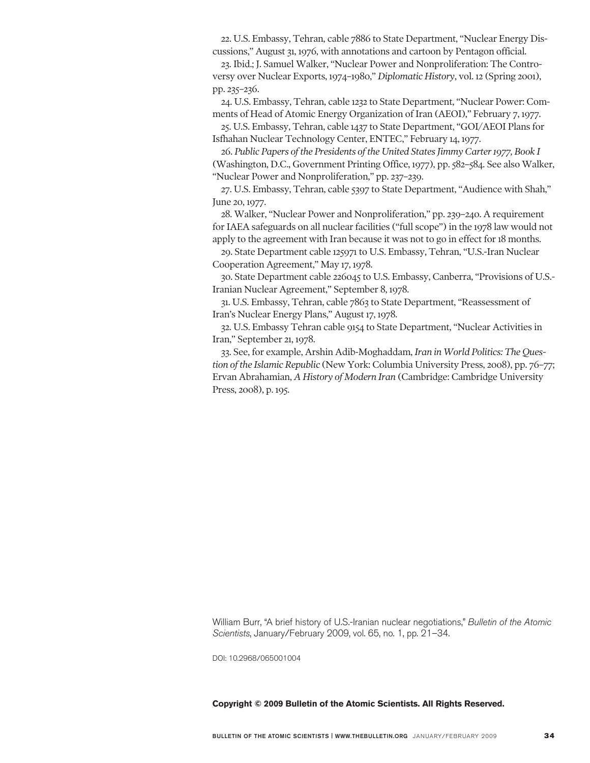22. U.S. Embassy, Tehran, cable 7886 to State Department, "Nuclear Energy Discussions," August 31, 1976, with annotations and cartoon by Pentagon official.

23. Ibid.; J. Samuel Walker, "Nuclear Power and Nonproliferation: The Controversy over Nuclear Exports, 1974–1980," *Diplomatic History*, vol. 12 (Spring 2001), pp. 235–236.

24. U.S. Embassy, Tehran, cable 1232 to State Department, "Nuclear Power: Comments of Head of Atomic Energy Organization of Iran (AEOI)," February 7, 1977.

25. U.S. Embassy, Tehran, cable 1437 to State Department, "GOI/AEOI Plans for Isfhahan Nuclear Technology Center, ENTEC," February 14, 1977.

26. *Public Papers of the Presidents of the United States Jimmy Carter 1977, Book I* (Washington, D.C., Government Printing Office, 1977), pp. 582–584. See also Walker, "Nuclear Power and Nonproliferation," pp. 237–239.

27. U.S. Embassy, Tehran, cable 5397 to State Department, "Audience with Shah," June 20, 1977.

28. Walker, "Nuclear Power and Nonproliferation," pp. 239–240. A requirement for IAEA safeguards on all nuclear facilities ("full scope") in the 1978 law would not apply to the agreement with Iran because it was not to go in effect for 18 months.

29. State Department cable 125971 to U.S. Embassy, Tehran, "U.S.-Iran Nuclear Cooperation Agreement," May 17, 1978.

30. State Department cable 226045 to U.S. Embassy, Canberra, "Provisions of U.S.-Iranian Nuclear Agreement," September 8, 1978.

31. U.S. Embassy, Tehran, cable 7863 to State Department, "Reassessment of Iran's Nuclear Energy Plans," August 17, 1978.

32. U.S. Embassy Tehran cable 9154 to State Department, "Nuclear Activities in Iran," September 21, 1978.

33. See, for example, Arshin Adib-Moghaddam, *Iran in World Politics: The Question of the Islamic Republic* (New York: Columbia University Press, 2008), pp. 76–77; Ervan Abrahamian, *A History of Modern Iran* (Cambridge: Cambridge University Press, 2008), p. 195.

William Burr, "A brief history of U.S.-Iranian nuclear negotiations," *Bulletin of the Atomic Scientists*, January/February 2009, vol. 65, no. 1, pp. 21–34.

DOI: 10.2968/065001004

**Copyright © 2009 Bulletin of the Atomic Scientists. All Rights Reserved.**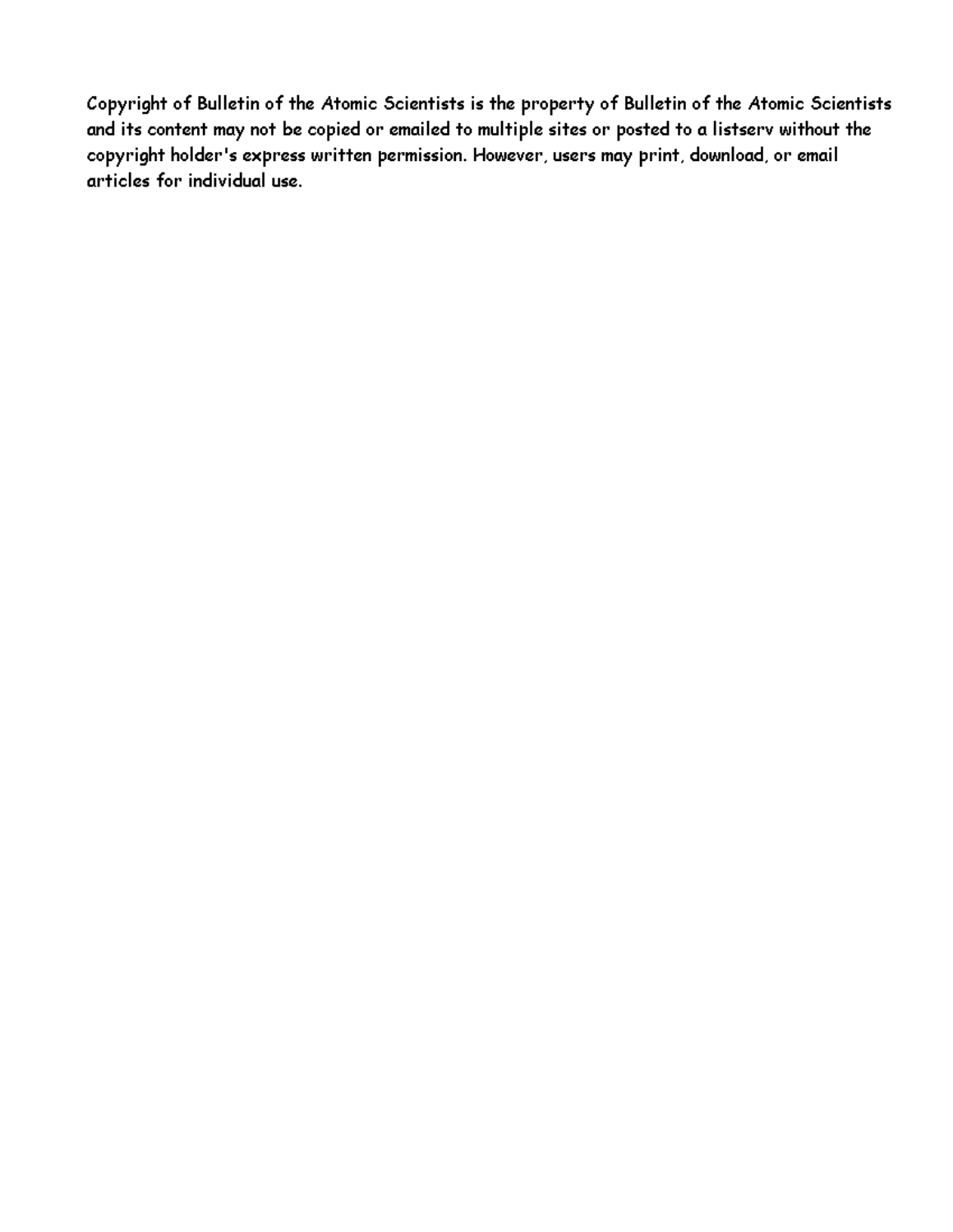Copyright of Bulletin of the Atomic Scientists is the property of Bulletin of the Atomic Scientists and its content may not be copied or emailed to multiple sites or posted to a listserv without the copyright holder's express written permission. However, users may print, download, or email articles for individual use.